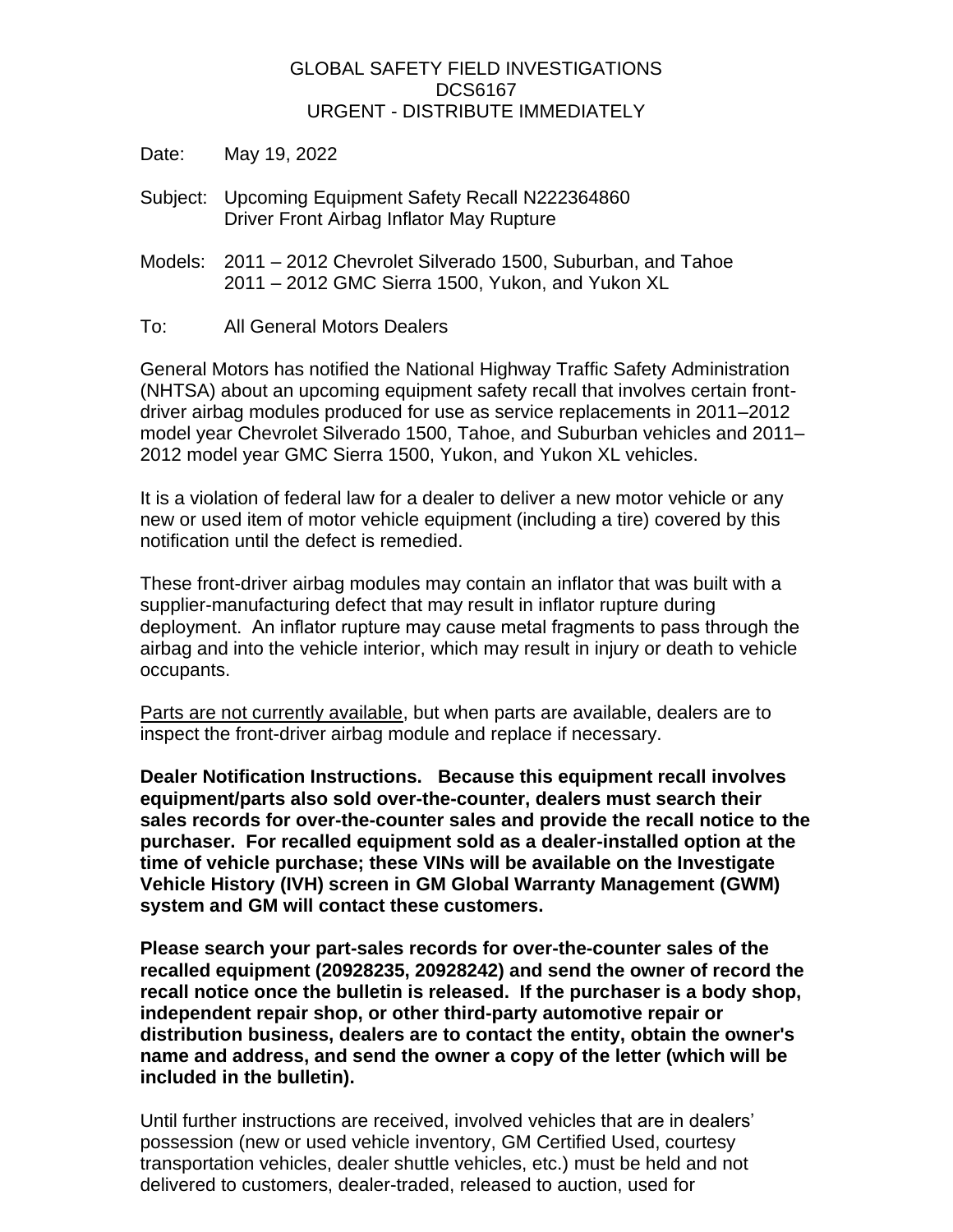GLOBAL SAFETY FIELD INVESTIGATIONS
DCS6167
URGENT - DISTRIBUTE IMMEDIATELY

Date: May 19, 2022

Subject: Upcoming Equipment Safety Recall N222364860
Driver Front Airbag Inflator May Rupture

Models: 2011 – 2012 Chevrolet Silverado 1500, Suburban, and Tahoe
2011 – 2012 GMC Sierra 1500, Yukon, and Yukon XL

To: All General Motors Dealers

General Motors has notified the National Highway Traffic Safety Administration (NHTSA) about an upcoming equipment safety recall that involves certain front-driver airbag modules produced for use as service replacements in 2011–2012 model year Chevrolet Silverado 1500, Tahoe, and Suburban vehicles and 2011–2012 model year GMC Sierra 1500, Yukon, and Yukon XL vehicles.

It is a violation of federal law for a dealer to deliver a new motor vehicle or any new or used item of motor vehicle equipment (including a tire) covered by this notification until the defect is remedied.

These front-driver airbag modules may contain an inflator that was built with a supplier-manufacturing defect that may result in inflator rupture during deployment. An inflator rupture may cause metal fragments to pass through the airbag and into the vehicle interior, which may result in injury or death to vehicle occupants.

Parts are not currently available, but when parts are available, dealers are to inspect the front-driver airbag module and replace if necessary.

**Dealer Notification Instructions. Because this equipment recall involves equipment/parts also sold over-the-counter, dealers must search their sales records for over-the-counter sales and provide the recall notice to the purchaser. For recalled equipment sold as a dealer-installed option at the time of vehicle purchase; these VINs will be available on the Investigate Vehicle History (IVH) screen in GM Global Warranty Management (GWM) system and GM will contact these customers.**

**Please search your part-sales records for over-the-counter sales of the recalled equipment (20928235, 20928242) and send the owner of record the recall notice once the bulletin is released. If the purchaser is a body shop, independent repair shop, or other third-party automotive repair or distribution business, dealers are to contact the entity, obtain the owner's name and address, and send the owner a copy of the letter (which will be included in the bulletin).**

Until further instructions are received, involved vehicles that are in dealers' possession (new or used vehicle inventory, GM Certified Used, courtesy transportation vehicles, dealer shuttle vehicles, etc.) must be held and not delivered to customers, dealer-traded, released to auction, used for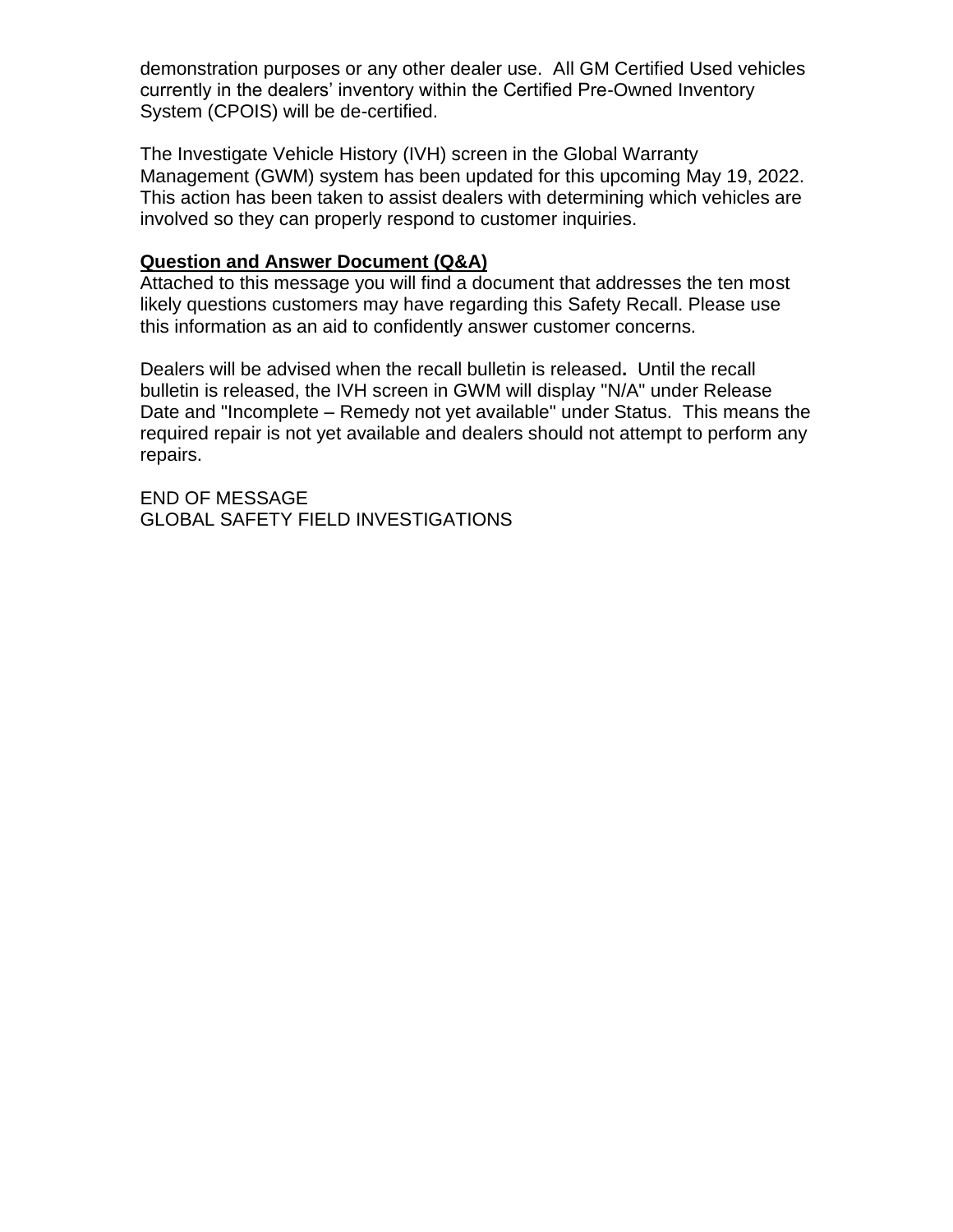demonstration purposes or any other dealer use. All GM Certified Used vehicles currently in the dealers' inventory within the Certified Pre-Owned Inventory System (CPOIS) will be de-certified.

The Investigate Vehicle History (IVH) screen in the Global Warranty Management (GWM) system has been updated for this upcoming May 19, 2022. This action has been taken to assist dealers with determining which vehicles are involved so they can properly respond to customer inquiries.

**Question and Answer Document (Q&A)**

Attached to this message you will find a document that addresses the ten most likely questions customers may have regarding this Safety Recall. Please use this information as an aid to confidently answer customer concerns.

Dealers will be advised when the recall bulletin is released**.** Until the recall bulletin is released, the IVH screen in GWM will display "N/A" under Release Date and "Incomplete – Remedy not yet available" under Status. This means the required repair is not yet available and dealers should not attempt to perform any repairs.

END OF MESSAGE
GLOBAL SAFETY FIELD INVESTIGATIONS